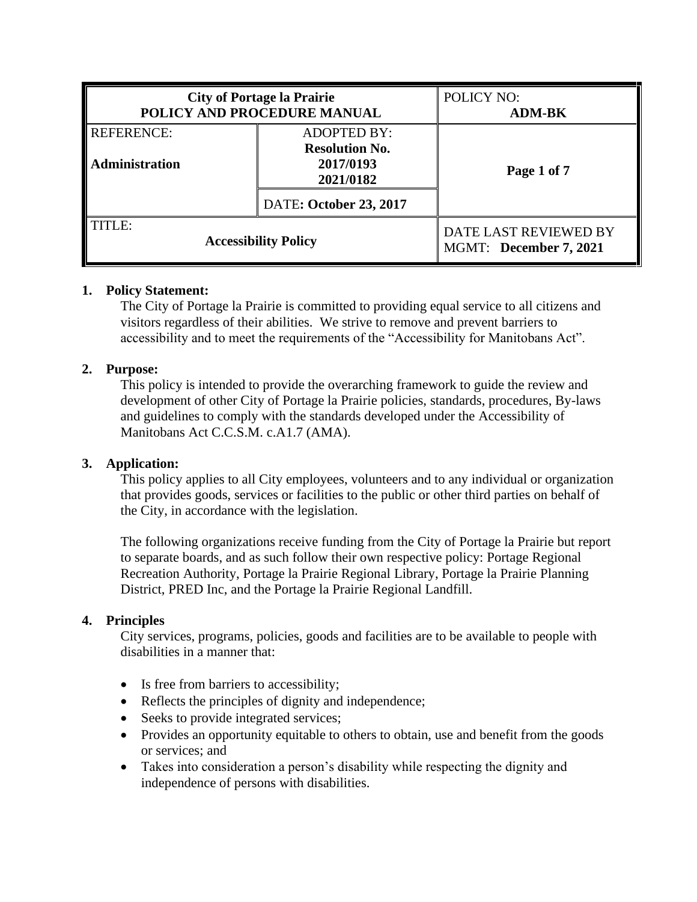| City of Portage la Prairie<br>POLICY AND PROCEDURE MANUAL | | POLICY NO:<br>**ADM-BK** |
|---|---|---|
| REFERENCE:<br><br>**Administration** | ADOPTED BY:<br>**Resolution No.**<br>**2017/0193**<br>**2021/0182** | **Page 1 of 7** |
| | DATE**: October 23, 2017** | |
| TITLE:<br>**Accessibility Policy** | | DATE LAST REVIEWED BY<br>MGMT: **December 7, 2021** |

**1. Policy Statement:**

The City of Portage la Prairie is committed to providing equal service to all citizens and visitors regardless of their abilities. We strive to remove and prevent barriers to accessibility and to meet the requirements of the "Accessibility for Manitobans Act".

**2. Purpose:**

This policy is intended to provide the overarching framework to guide the review and development of other City of Portage la Prairie policies, standards, procedures, By-laws and guidelines to comply with the standards developed under the Accessibility of Manitobans Act C.C.S.M. c.A1.7 (AMA).

**3. Application:**

This policy applies to all City employees, volunteers and to any individual or organization that provides goods, services or facilities to the public or other third parties on behalf of the City, in accordance with the legislation.

The following organizations receive funding from the City of Portage la Prairie but report to separate boards, and as such follow their own respective policy: Portage Regional Recreation Authority, Portage la Prairie Regional Library, Portage la Prairie Planning District, PRED Inc, and the Portage la Prairie Regional Landfill.

**4. Principles**

City services, programs, policies, goods and facilities are to be available to people with disabilities in a manner that:

- Is free from barriers to accessibility;
- Reflects the principles of dignity and independence;
- Seeks to provide integrated services;
- Provides an opportunity equitable to others to obtain, use and benefit from the goods or services; and
- Takes into consideration a person's disability while respecting the dignity and independence of persons with disabilities.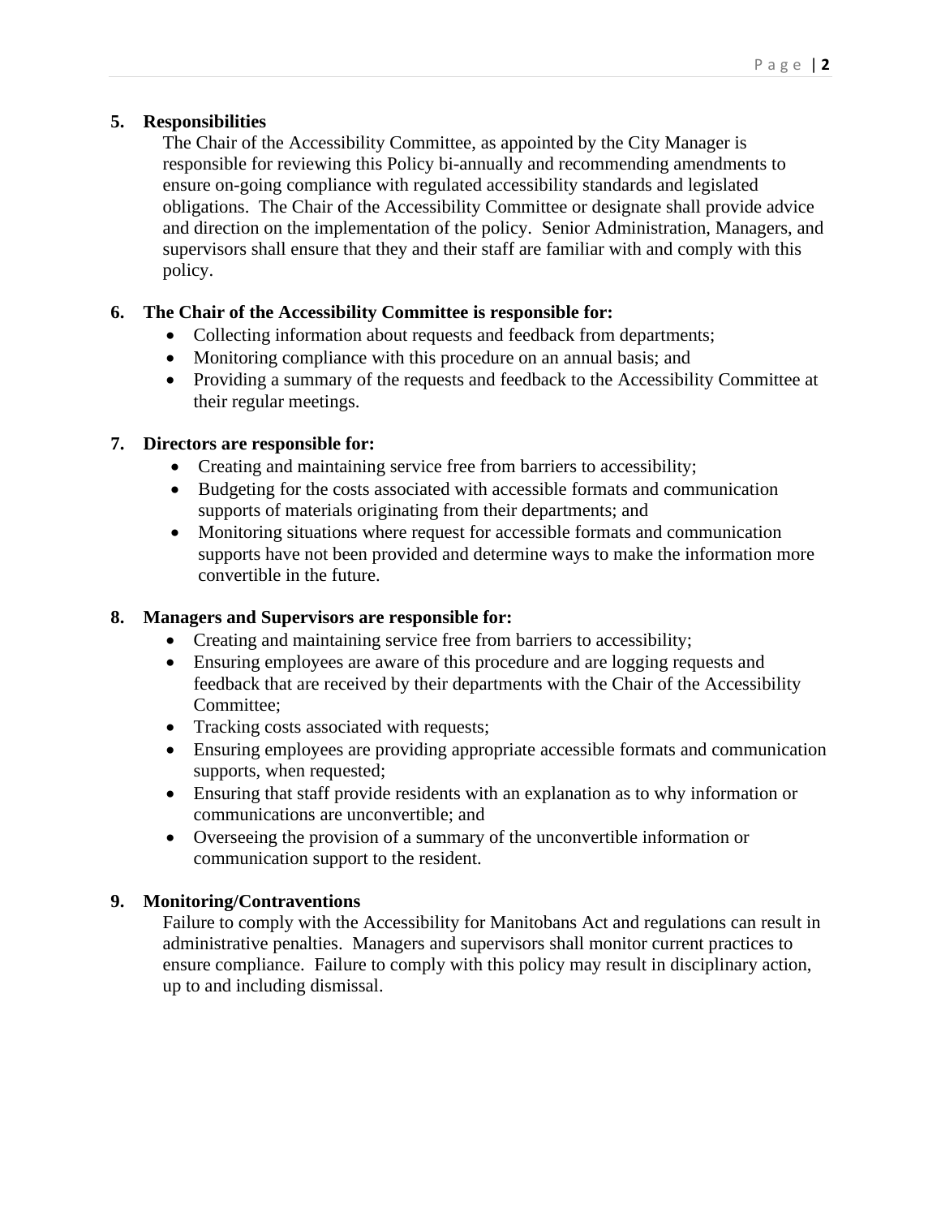## 5. Responsibilities

The Chair of the Accessibility Committee, as appointed by the City Manager is responsible for reviewing this Policy bi-annually and recommending amendments to ensure on-going compliance with regulated accessibility standards and legislated obligations. The Chair of the Accessibility Committee or designate shall provide advice and direction on the implementation of the policy. Senior Administration, Managers, and supervisors shall ensure that they and their staff are familiar with and comply with this policy.

## 6. The Chair of the Accessibility Committee is responsible for:

- Collecting information about requests and feedback from departments;
- Monitoring compliance with this procedure on an annual basis; and
- Providing a summary of the requests and feedback to the Accessibility Committee at their regular meetings.

## 7. Directors are responsible for:

- Creating and maintaining service free from barriers to accessibility;
- Budgeting for the costs associated with accessible formats and communication supports of materials originating from their departments; and
- Monitoring situations where request for accessible formats and communication supports have not been provided and determine ways to make the information more convertible in the future.

## 8. Managers and Supervisors are responsible for:

- Creating and maintaining service free from barriers to accessibility;
- Ensuring employees are aware of this procedure and are logging requests and feedback that are received by their departments with the Chair of the Accessibility Committee;
- Tracking costs associated with requests;
- Ensuring employees are providing appropriate accessible formats and communication supports, when requested;
- Ensuring that staff provide residents with an explanation as to why information or communications are unconvertible; and
- Overseeing the provision of a summary of the unconvertible information or communication support to the resident.

## 9. Monitoring/Contraventions

Failure to comply with the Accessibility for Manitobans Act and regulations can result in administrative penalties. Managers and supervisors shall monitor current practices to ensure compliance. Failure to comply with this policy may result in disciplinary action, up to and including dismissal.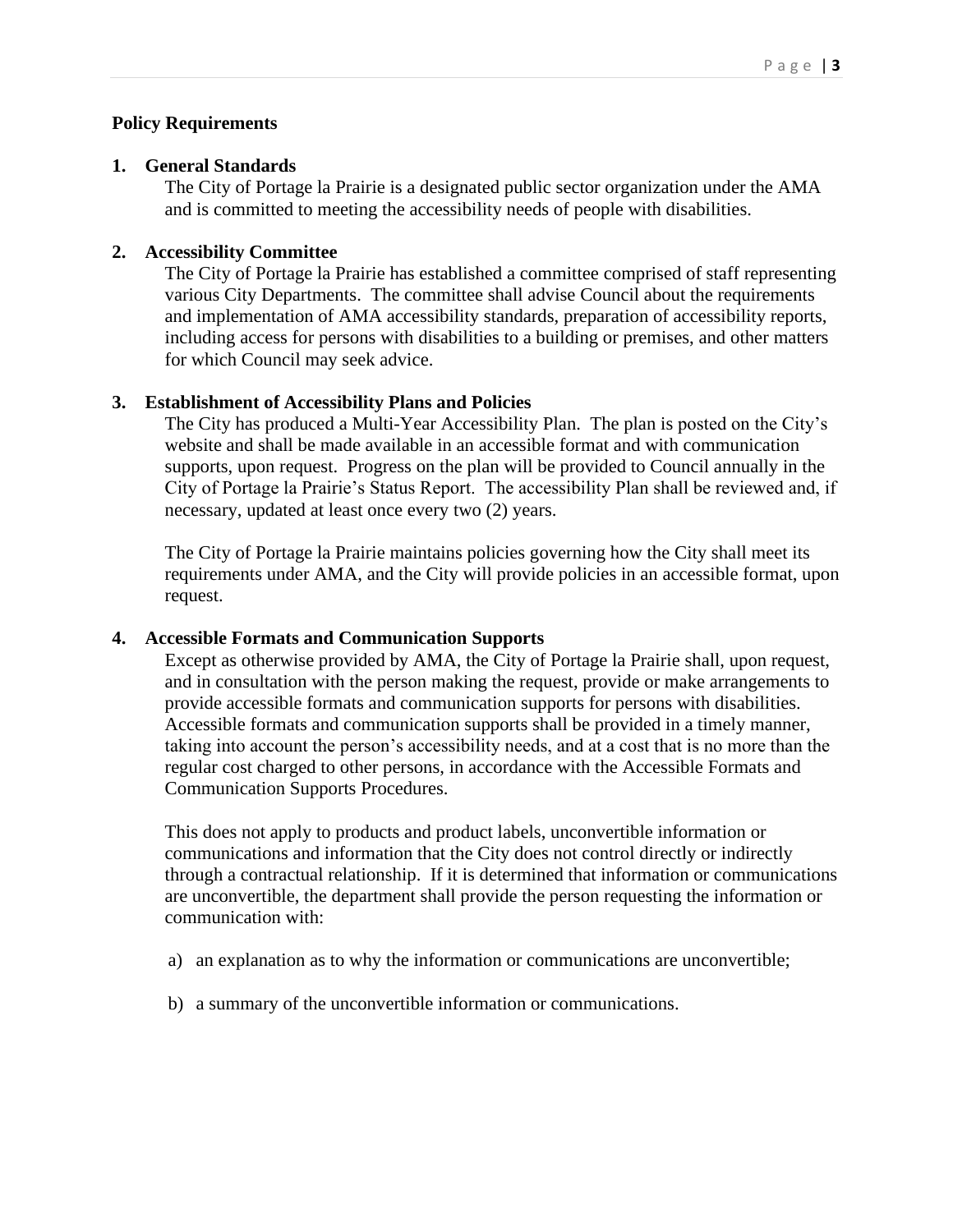**Policy Requirements**

**1. General Standards**

The City of Portage la Prairie is a designated public sector organization under the AMA and is committed to meeting the accessibility needs of people with disabilities.

**2. Accessibility Committee**

The City of Portage la Prairie has established a committee comprised of staff representing various City Departments. The committee shall advise Council about the requirements and implementation of AMA accessibility standards, preparation of accessibility reports, including access for persons with disabilities to a building or premises, and other matters for which Council may seek advice.

**3. Establishment of Accessibility Plans and Policies**

The City has produced a Multi-Year Accessibility Plan. The plan is posted on the City's website and shall be made available in an accessible format and with communication supports, upon request. Progress on the plan will be provided to Council annually in the City of Portage la Prairie's Status Report. The accessibility Plan shall be reviewed and, if necessary, updated at least once every two (2) years.

The City of Portage la Prairie maintains policies governing how the City shall meet its requirements under AMA, and the City will provide policies in an accessible format, upon request.

**4. Accessible Formats and Communication Supports**

Except as otherwise provided by AMA, the City of Portage la Prairie shall, upon request, and in consultation with the person making the request, provide or make arrangements to provide accessible formats and communication supports for persons with disabilities. Accessible formats and communication supports shall be provided in a timely manner, taking into account the person's accessibility needs, and at a cost that is no more than the regular cost charged to other persons, in accordance with the Accessible Formats and Communication Supports Procedures.

This does not apply to products and product labels, unconvertible information or communications and information that the City does not control directly or indirectly through a contractual relationship. If it is determined that information or communications are unconvertible, the department shall provide the person requesting the information or communication with:

a) an explanation as to why the information or communications are unconvertible;

b) a summary of the unconvertible information or communications.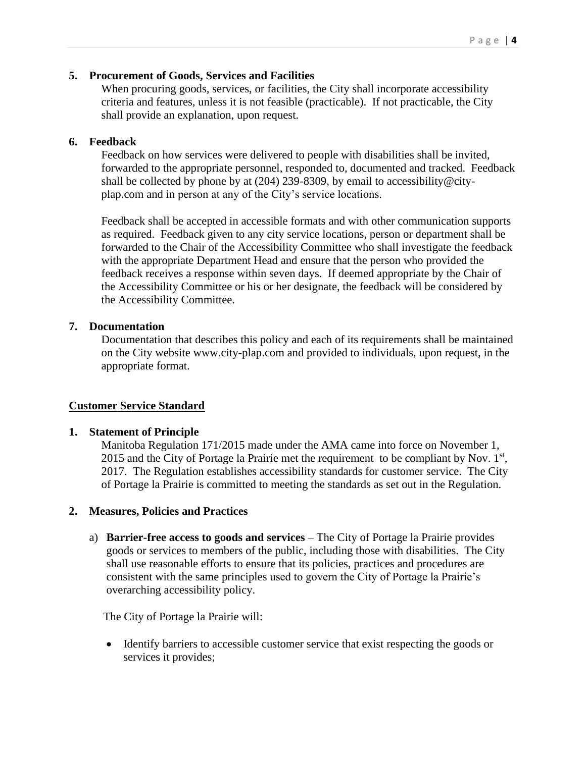**5. Procurement of Goods, Services and Facilities**

When procuring goods, services, or facilities, the City shall incorporate accessibility criteria and features, unless it is not feasible (practicable). If not practicable, the City shall provide an explanation, upon request.

**6. Feedback**

Feedback on how services were delivered to people with disabilities shall be invited, forwarded to the appropriate personnel, responded to, documented and tracked. Feedback shall be collected by phone by at (204) 239-8309, by email to accessibility@city-plap.com and in person at any of the City's service locations.

Feedback shall be accepted in accessible formats and with other communication supports as required. Feedback given to any city service locations, person or department shall be forwarded to the Chair of the Accessibility Committee who shall investigate the feedback with the appropriate Department Head and ensure that the person who provided the feedback receives a response within seven days. If deemed appropriate by the Chair of the Accessibility Committee or his or her designate, the feedback will be considered by the Accessibility Committee.

**7. Documentation**

Documentation that describes this policy and each of its requirements shall be maintained on the City website www.city-plap.com and provided to individuals, upon request, in the appropriate format.

**Customer Service Standard**

**1. Statement of Principle**

Manitoba Regulation 171/2015 made under the AMA came into force on November 1, 2015 and the City of Portage la Prairie met the requirement to be compliant by Nov. 1st, 2017. The Regulation establishes accessibility standards for customer service. The City of Portage la Prairie is committed to meeting the standards as set out in the Regulation.

**2. Measures, Policies and Practices**

a) **Barrier-free access to goods and services** – The City of Portage la Prairie provides goods or services to members of the public, including those with disabilities. The City shall use reasonable efforts to ensure that its policies, practices and procedures are consistent with the same principles used to govern the City of Portage la Prairie's overarching accessibility policy.

The City of Portage la Prairie will:

- Identify barriers to accessible customer service that exist respecting the goods or services it provides;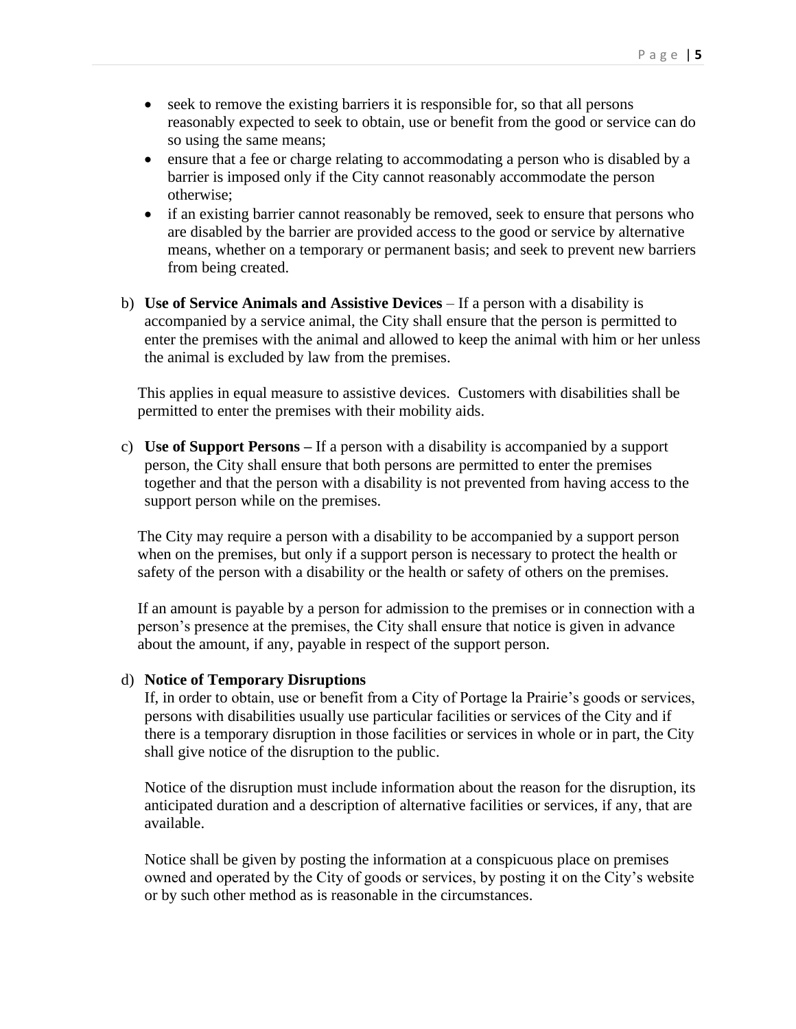- seek to remove the existing barriers it is responsible for, so that all persons reasonably expected to seek to obtain, use or benefit from the good or service can do so using the same means;
- ensure that a fee or charge relating to accommodating a person who is disabled by a barrier is imposed only if the City cannot reasonably accommodate the person otherwise;
- if an existing barrier cannot reasonably be removed, seek to ensure that persons who are disabled by the barrier are provided access to the good or service by alternative means, whether on a temporary or permanent basis; and seek to prevent new barriers from being created.

b) **Use of Service Animals and Assistive Devices** – If a person with a disability is accompanied by a service animal, the City shall ensure that the person is permitted to enter the premises with the animal and allowed to keep the animal with him or her unless the animal is excluded by law from the premises.

   This applies in equal measure to assistive devices. Customers with disabilities shall be permitted to enter the premises with their mobility aids.

c) **Use of Support Persons –** If a person with a disability is accompanied by a support person, the City shall ensure that both persons are permitted to enter the premises together and that the person with a disability is not prevented from having access to the support person while on the premises.

   The City may require a person with a disability to be accompanied by a support person when on the premises, but only if a support person is necessary to protect the health or safety of the person with a disability or the health or safety of others on the premises.

   If an amount is payable by a person for admission to the premises or in connection with a person's presence at the premises, the City shall ensure that notice is given in advance about the amount, if any, payable in respect of the support person.

d) **Notice of Temporary Disruptions**

   If, in order to obtain, use or benefit from a City of Portage la Prairie's goods or services, persons with disabilities usually use particular facilities or services of the City and if there is a temporary disruption in those facilities or services in whole or in part, the City shall give notice of the disruption to the public.

   Notice of the disruption must include information about the reason for the disruption, its anticipated duration and a description of alternative facilities or services, if any, that are available.

   Notice shall be given by posting the information at a conspicuous place on premises owned and operated by the City of goods or services, by posting it on the City's website or by such other method as is reasonable in the circumstances.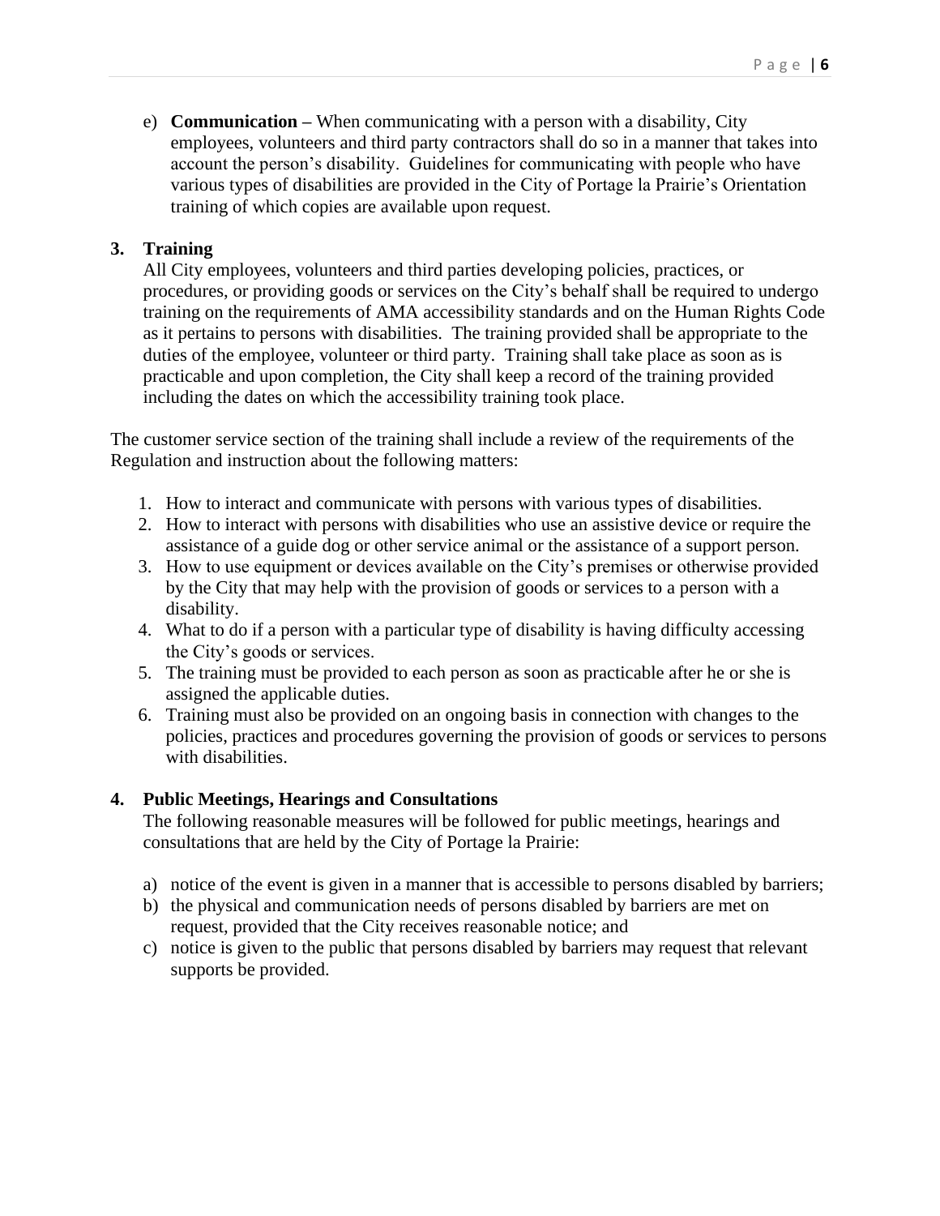e) **Communication –** When communicating with a person with a disability, City employees, volunteers and third party contractors shall do so in a manner that takes into account the person's disability. Guidelines for communicating with people who have various types of disabilities are provided in the City of Portage la Prairie's Orientation training of which copies are available upon request.

## 3. Training

All City employees, volunteers and third parties developing policies, practices, or procedures, or providing goods or services on the City's behalf shall be required to undergo training on the requirements of AMA accessibility standards and on the Human Rights Code as it pertains to persons with disabilities. The training provided shall be appropriate to the duties of the employee, volunteer or third party. Training shall take place as soon as is practicable and upon completion, the City shall keep a record of the training provided including the dates on which the accessibility training took place.

The customer service section of the training shall include a review of the requirements of the Regulation and instruction about the following matters:

1. How to interact and communicate with persons with various types of disabilities.
2. How to interact with persons with disabilities who use an assistive device or require the assistance of a guide dog or other service animal or the assistance of a support person.
3. How to use equipment or devices available on the City's premises or otherwise provided by the City that may help with the provision of goods or services to a person with a disability.
4. What to do if a person with a particular type of disability is having difficulty accessing the City's goods or services.
5. The training must be provided to each person as soon as practicable after he or she is assigned the applicable duties.
6. Training must also be provided on an ongoing basis in connection with changes to the policies, practices and procedures governing the provision of goods or services to persons with disabilities.

## 4. Public Meetings, Hearings and Consultations

The following reasonable measures will be followed for public meetings, hearings and consultations that are held by the City of Portage la Prairie:

a) notice of the event is given in a manner that is accessible to persons disabled by barriers;
b) the physical and communication needs of persons disabled by barriers are met on request, provided that the City receives reasonable notice; and
c) notice is given to the public that persons disabled by barriers may request that relevant supports be provided.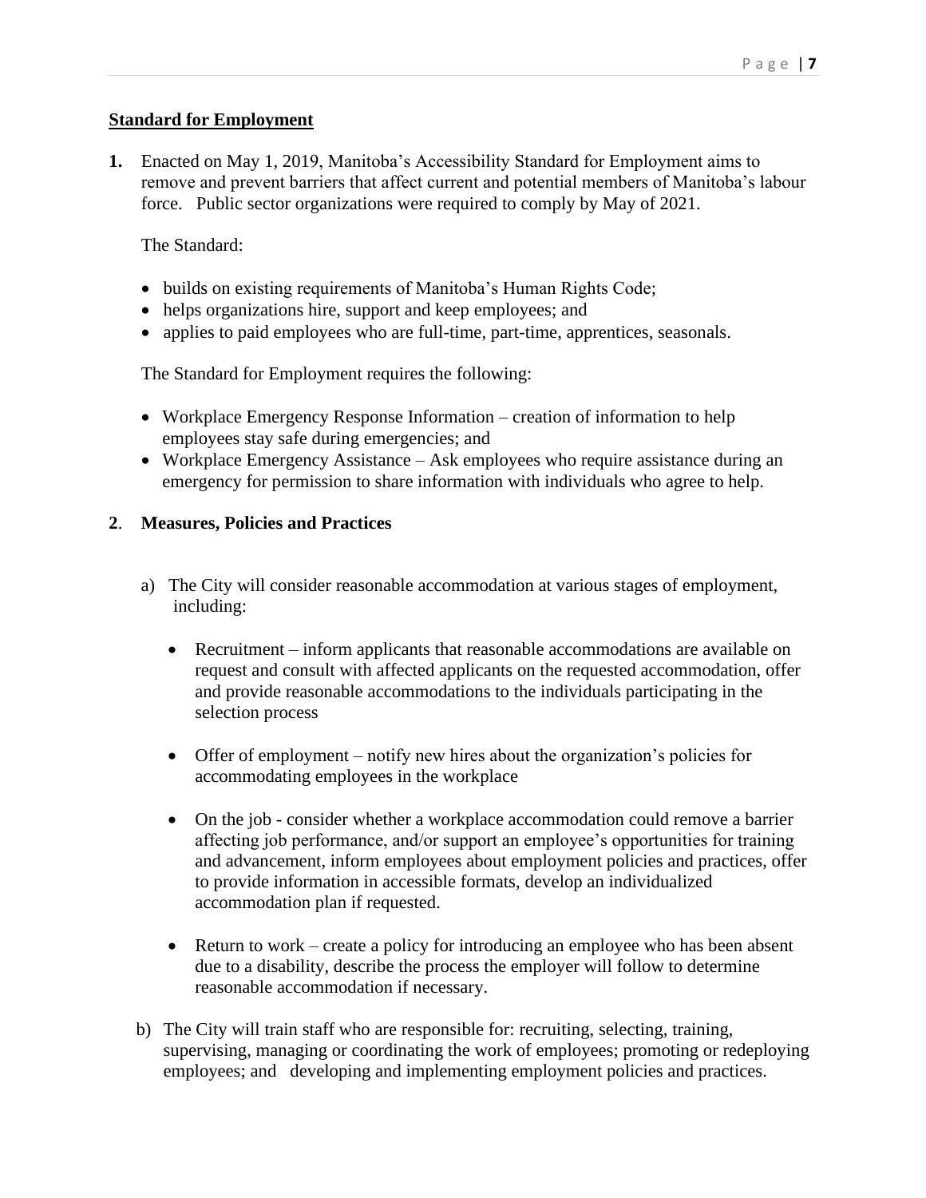## Standard for Employment

**1.** Enacted on May 1, 2019, Manitoba's Accessibility Standard for Employment aims to remove and prevent barriers that affect current and potential members of Manitoba's labour force. Public sector organizations were required to comply by May of 2021.

The Standard:

- builds on existing requirements of Manitoba's Human Rights Code;
- helps organizations hire, support and keep employees; and
- applies to paid employees who are full-time, part-time, apprentices, seasonals.

The Standard for Employment requires the following:

- Workplace Emergency Response Information – creation of information to help employees stay safe during emergencies; and
- Workplace Emergency Assistance – Ask employees who require assistance during an emergency for permission to share information with individuals who agree to help.

**2. Measures, Policies and Practices**

a) The City will consider reasonable accommodation at various stages of employment, including:

- Recruitment – inform applicants that reasonable accommodations are available on request and consult with affected applicants on the requested accommodation, offer and provide reasonable accommodations to the individuals participating in the selection process
- Offer of employment – notify new hires about the organization's policies for accommodating employees in the workplace
- On the job - consider whether a workplace accommodation could remove a barrier affecting job performance, and/or support an employee's opportunities for training and advancement, inform employees about employment policies and practices, offer to provide information in accessible formats, develop an individualized accommodation plan if requested.
- Return to work – create a policy for introducing an employee who has been absent due to a disability, describe the process the employer will follow to determine reasonable accommodation if necessary.

b) The City will train staff who are responsible for: recruiting, selecting, training, supervising, managing or coordinating the work of employees; promoting or redeploying employees; and developing and implementing employment policies and practices.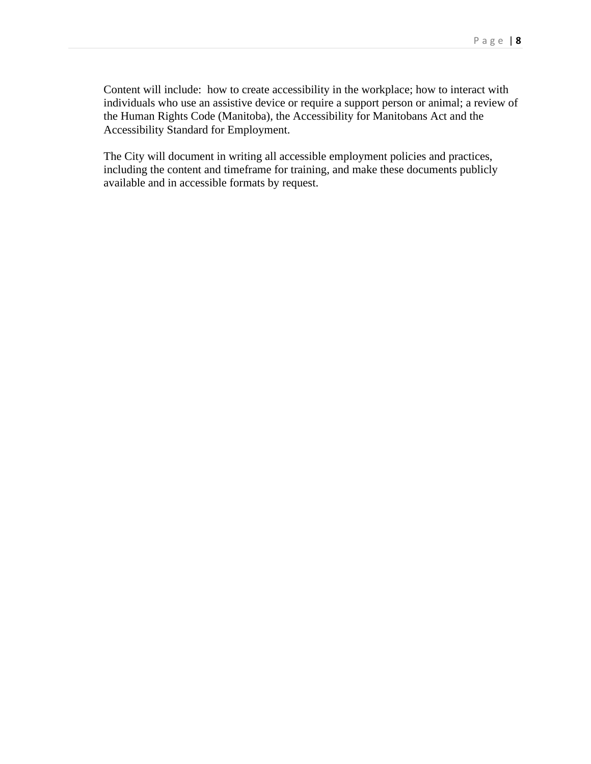Content will include:  how to create accessibility in the workplace; how to interact with individuals who use an assistive device or require a support person or animal; a review of the Human Rights Code (Manitoba), the Accessibility for Manitobans Act and the Accessibility Standard for Employment.

The City will document in writing all accessible employment policies and practices, including the content and timeframe for training, and make these documents publicly available and in accessible formats by request.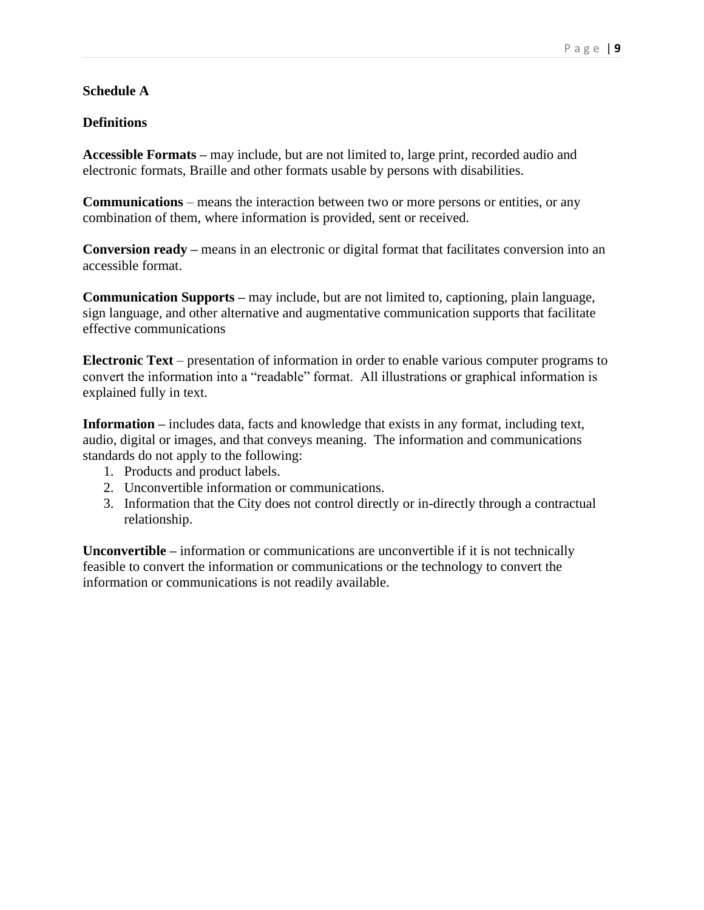**Schedule A**

**Definitions**

**Accessible Formats –** may include, but are not limited to, large print, recorded audio and electronic formats, Braille and other formats usable by persons with disabilities.

**Communications** – means the interaction between two or more persons or entities, or any combination of them, where information is provided, sent or received.

**Conversion ready –** means in an electronic or digital format that facilitates conversion into an accessible format.

**Communication Supports –** may include, but are not limited to, captioning, plain language, sign language, and other alternative and augmentative communication supports that facilitate effective communications

**Electronic Text** – presentation of information in order to enable various computer programs to convert the information into a "readable" format. All illustrations or graphical information is explained fully in text.

**Information –** includes data, facts and knowledge that exists in any format, including text, audio, digital or images, and that conveys meaning. The information and communications standards do not apply to the following:

1. Products and product labels.
2. Unconvertible information or communications.
3. Information that the City does not control directly or in-directly through a contractual relationship.

**Unconvertible –** information or communications are unconvertible if it is not technically feasible to convert the information or communications or the technology to convert the information or communications is not readily available.